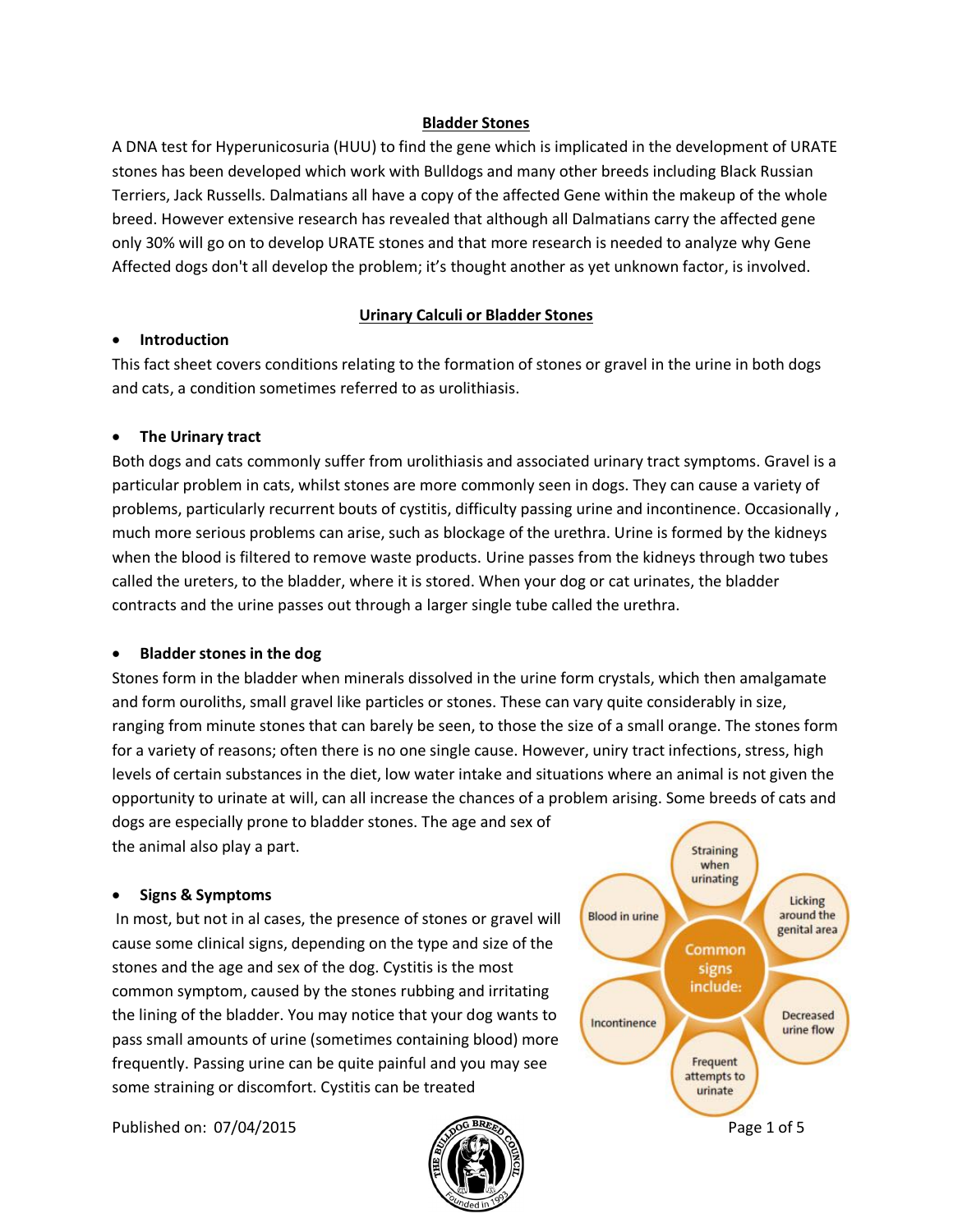## Bladder Stones

A DNA test for Hyperunicosuria (HUU) to find the gene which is implicated in the development of URATE stones has been developed which work with Bulldogs and many other breeds including Black Russian Terriers, Jack Russells. Dalmatians all have a copy of the affected Gene within the makeup of the whole breed. However extensive research has revealed that although all Dalmatians carry the affected gene only 30% will go on to develop URATE stones and that more research is needed to analyze why Gene Affected dogs don't all develop the problem; it's thought another as yet unknown factor, is involved.

## Urinary Calculi or Bladder Stones

- **Introduction**

This fact sheet covers conditions relating to the formation of stones or gravel in the urine in both dogs and cats, a condition sometimes referred to as urolithiasis.

- **The Urinary tract**

Both dogs and cats commonly suffer from urolithiasis and associated urinary tract symptoms. Gravel is a particular problem in cats, whilst stones are more commonly seen in dogs. They can cause a variety of problems, particularly recurrent bouts of cystitis, difficulty passing urine and incontinence. Occasionally , much more serious problems can arise, such as blockage of the urethra. Urine is formed by the kidneys when the blood is filtered to remove waste products. Urine passes from the kidneys through two tubes called the ureters, to the bladder, where it is stored. When your dog or cat urinates, the bladder contracts and the urine passes out through a larger single tube called the urethra.

- **Bladder stones in the dog**

Stones form in the bladder when minerals dissolved in the urine form crystals, which then amalgamate and form ouroliths, small gravel like particles or stones. These can vary quite considerably in size, ranging from minute stones that can barely be seen, to those the size of a small orange. The stones form for a variety of reasons; often there is no one single cause. However, uniry tract infections, stress, high levels of certain substances in the diet, low water intake and situations where an animal is not given the opportunity to urinate at will, can all increase the chances of a problem arising. Some breeds of cats and dogs are especially prone to bladder stones. The age and sex of the animal also play a part.

- **Signs & Symptoms**

In most, but not in al cases, the presence of stones or gravel will cause some clinical signs, depending on the type and size of the stones and the age and sex of the dog. Cystitis is the most common symptom, caused by the stones rubbing and irritating the lining of the bladder. You may notice that your dog wants to pass small amounts of urine (sometimes containing blood) more frequently. Passing urine can be quite painful and you may see some straining or discomfort. Cystitis can be treated

**Common signs include:**

- Straining when urinating
- Licking around the genital area
- Decreased urine flow
- Frequent attempts to urinate
- Incontinence
- Blood in urine

Published on: 07/04/2015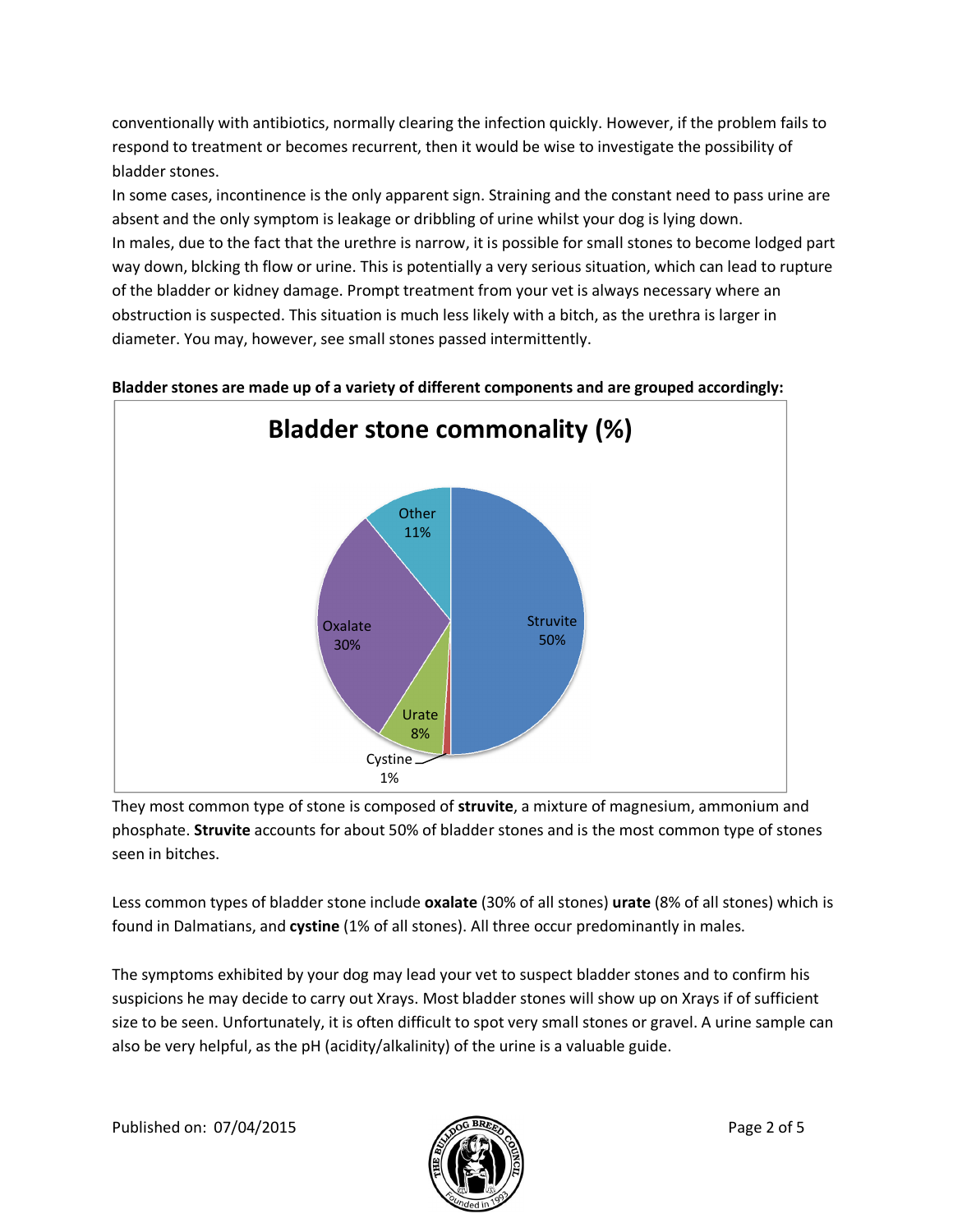conventionally with antibiotics, normally clearing the infection quickly. However, if the problem fails to respond to treatment or becomes recurrent, then it would be wise to investigate the possibility of bladder stones.

In some cases, incontinence is the only apparent sign. Straining and the constant need to pass urine are absent and the only symptom is leakage or dribbling of urine whilst your dog is lying down.

In males, due to the fact that the urethre is narrow, it is possible for small stones to become lodged part way down, blcking th flow or urine. This is potentially a very serious situation, which can lead to rupture of the bladder or kidney damage. Prompt treatment from your vet is always necessary where an obstruction is suspected. This situation is much less likely with a bitch, as the urethra is larger in diameter. You may, however, see small stones passed intermittently.

**Bladder stones are made up of a variety of different components and are grouped accordingly:**

**Bladder stone commonality (%)**

| Stone type | % |
|---|---|
| Struvite | 50% |
| Oxalate | 30% |
| Other | 11% |
| Urate | 8% |
| Cystine | 1% |

They most common type of stone is composed of **struvite**, a mixture of magnesium, ammonium and phosphate. **Struvite** accounts for about 50% of bladder stones and is the most common type of stones seen in bitches.

Less common types of bladder stone include **oxalate** (30% of all stones) **urate** (8% of all stones) which is found in Dalmatians, and **cystine** (1% of all stones). All three occur predominantly in males.

The symptoms exhibited by your dog may lead your vet to suspect bladder stones and to confirm his suspicions he may decide to carry out Xrays. Most bladder stones will show up on Xrays if of sufficient size to be seen. Unfortunately, it is often difficult to spot very small stones or gravel. A urine sample can also be very helpful, as the pH (acidity/alkalinity) of the urine is a valuable guide.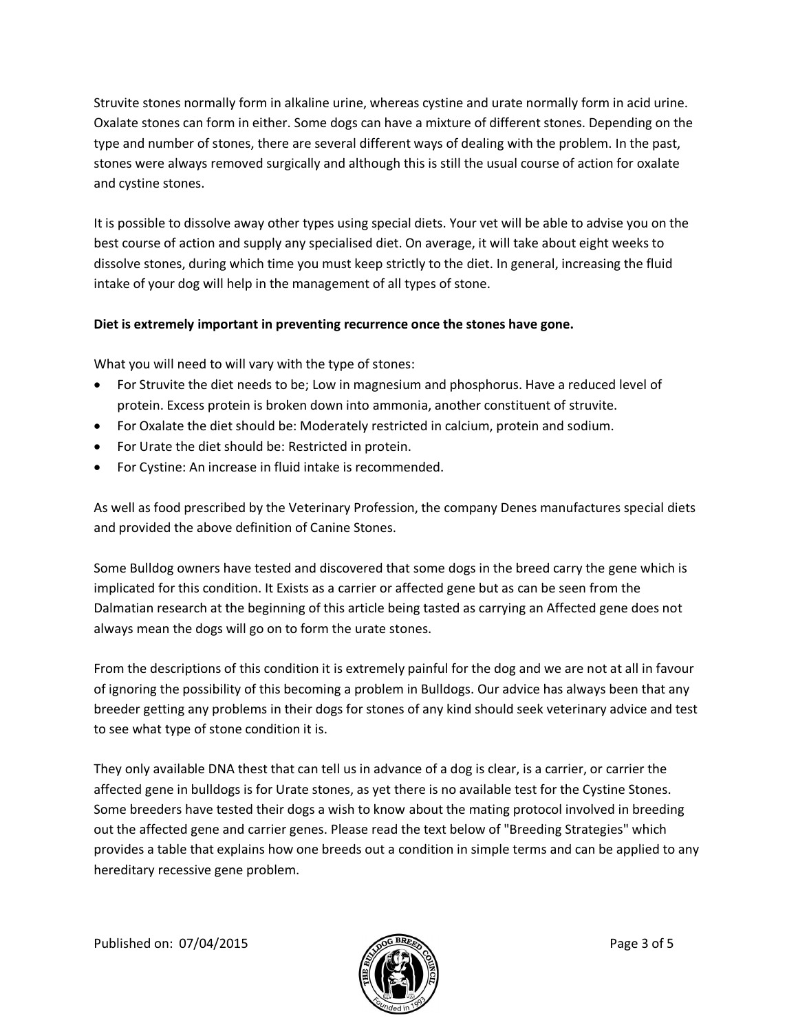Struvite stones normally form in alkaline urine, whereas cystine and urate normally form in acid urine. Oxalate stones can form in either. Some dogs can have a mixture of different stones. Depending on the type and number of stones, there are several different ways of dealing with the problem. In the past, stones were always removed surgically and although this is still the usual course of action for oxalate and cystine stones.

It is possible to dissolve away other types using special diets. Your vet will be able to advise you on the best course of action and supply any specialised diet. On average, it will take about eight weeks to dissolve stones, during which time you must keep strictly to the diet. In general, increasing the fluid intake of your dog will help in the management of all types of stone.

**Diet is extremely important in preventing recurrence once the stones have gone.**

What you will need to will vary with the type of stones:

- For Struvite the diet needs to be; Low in magnesium and phosphorus. Have a reduced level of protein. Excess protein is broken down into ammonia, another constituent of struvite.
- For Oxalate the diet should be: Moderately restricted in calcium, protein and sodium.
- For Urate the diet should be: Restricted in protein.
- For Cystine: An increase in fluid intake is recommended.

As well as food prescribed by the Veterinary Profession, the company Denes manufactures special diets and provided the above definition of Canine Stones.

Some Bulldog owners have tested and discovered that some dogs in the breed carry the gene which is implicated for this condition. It Exists as a carrier or affected gene but as can be seen from the Dalmatian research at the beginning of this article being tasted as carrying an Affected gene does not always mean the dogs will go on to form the urate stones.

From the descriptions of this condition it is extremely painful for the dog and we are not at all in favour of ignoring the possibility of this becoming a problem in Bulldogs. Our advice has always been that any breeder getting any problems in their dogs for stones of any kind should seek veterinary advice and test to see what type of stone condition it is.

They only available DNA thest that can tell us in advance of a dog is clear, is a carrier, or carrier the affected gene in bulldogs is for Urate stones, as yet there is no available test for the Cystine Stones. Some breeders have tested their dogs a wish to know about the mating protocol involved in breeding out the affected gene and carrier genes. Please read the text below of "Breeding Strategies" which provides a table that explains how one breeds out a condition in simple terms and can be applied to any hereditary recessive gene problem.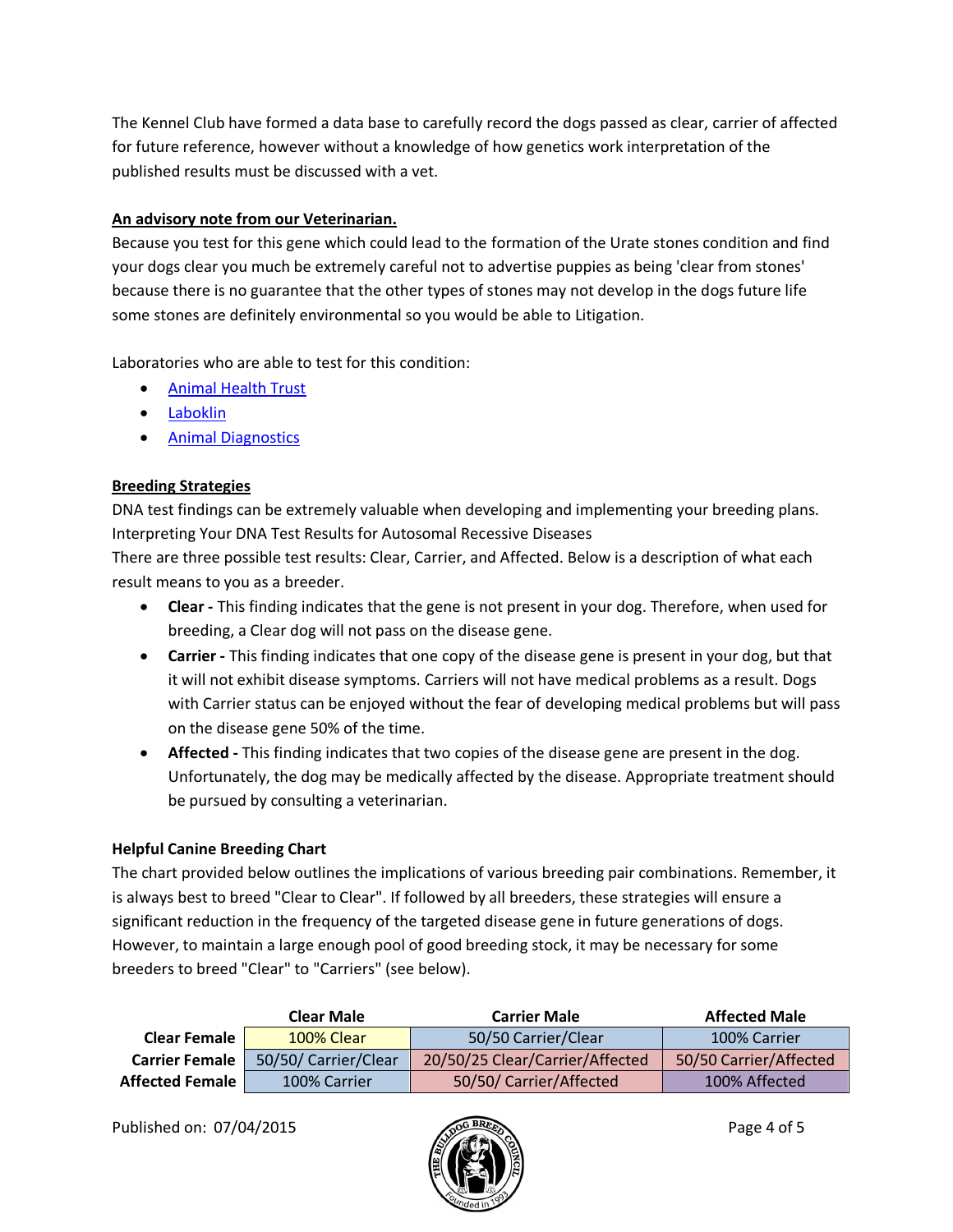The Kennel Club have formed a data base to carefully record the dogs passed as clear, carrier of affected for future reference, however without a knowledge of how genetics work interpretation of the published results must be discussed with a vet.

**An advisory note from our Veterinarian.**

Because you test for this gene which could lead to the formation of the Urate stones condition and find your dogs clear you much be extremely careful not to advertise puppies as being 'clear from stones' because there is no guarantee that the other types of stones may not develop in the dogs future life some stones are definitely environmental so you would be able to Litigation.

Laboratories who are able to test for this condition:

- Animal Health Trust
- Laboklin
- Animal Diagnostics

**Breeding Strategies**

DNA test findings can be extremely valuable when developing and implementing your breeding plans. Interpreting Your DNA Test Results for Autosomal Recessive Diseases

There are three possible test results: Clear, Carrier, and Affected. Below is a description of what each result means to you as a breeder.

- **Clear -** This finding indicates that the gene is not present in your dog. Therefore, when used for breeding, a Clear dog will not pass on the disease gene.
- **Carrier -** This finding indicates that one copy of the disease gene is present in your dog, but that it will not exhibit disease symptoms. Carriers will not have medical problems as a result. Dogs with Carrier status can be enjoyed without the fear of developing medical problems but will pass on the disease gene 50% of the time.
- **Affected -** This finding indicates that two copies of the disease gene are present in the dog. Unfortunately, the dog may be medically affected by the disease. Appropriate treatment should be pursued by consulting a veterinarian.

**Helpful Canine Breeding Chart**

The chart provided below outlines the implications of various breeding pair combinations. Remember, it is always best to breed "Clear to Clear". If followed by all breeders, these strategies will ensure a significant reduction in the frequency of the targeted disease gene in future generations of dogs. However, to maintain a large enough pool of good breeding stock, it may be necessary for some breeders to breed "Clear" to "Carriers" (see below).

| | **Clear Male** | **Carrier Male** | **Affected Male** |
|---|---|---|---|
| **Clear Female** | 100% Clear | 50/50 Carrier/Clear | 100% Carrier |
| **Carrier Female** | 50/50/ Carrier/Clear | 20/50/25 Clear/Carrier/Affected | 50/50 Carrier/Affected |
| **Affected Female** | 100% Carrier | 50/50/ Carrier/Affected | 100% Affected |

Published on: 07/04/2015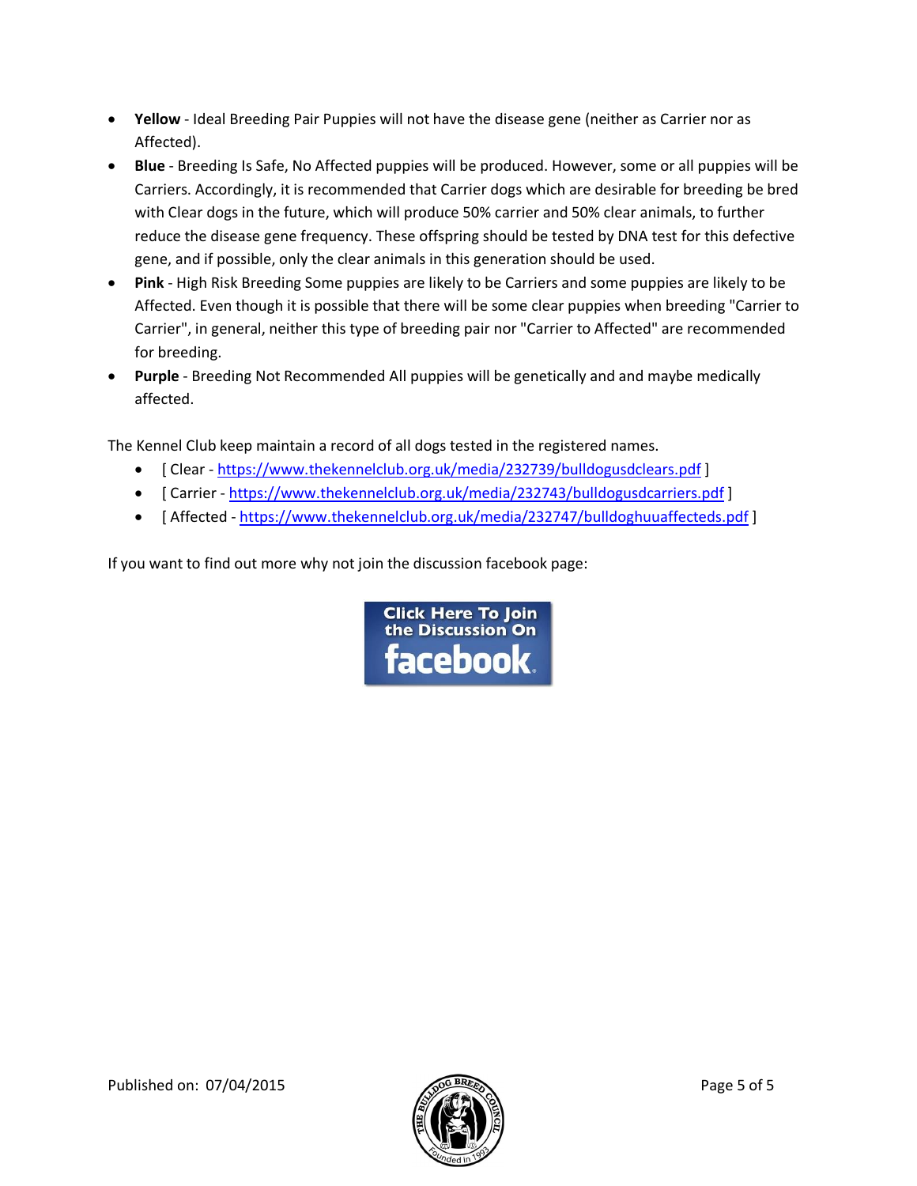- **Yellow** - Ideal Breeding Pair Puppies will not have the disease gene (neither as Carrier nor as Affected).
- **Blue** - Breeding Is Safe, No Affected puppies will be produced. However, some or all puppies will be Carriers. Accordingly, it is recommended that Carrier dogs which are desirable for breeding be bred with Clear dogs in the future, which will produce 50% carrier and 50% clear animals, to further reduce the disease gene frequency. These offspring should be tested by DNA test for this defective gene, and if possible, only the clear animals in this generation should be used.
- **Pink** - High Risk Breeding Some puppies are likely to be Carriers and some puppies are likely to be Affected. Even though it is possible that there will be some clear puppies when breeding "Carrier to Carrier", in general, neither this type of breeding pair nor "Carrier to Affected" are recommended for breeding.
- **Purple** - Breeding Not Recommended All puppies will be genetically and and maybe medically affected.

The Kennel Club keep maintain a record of all dogs tested in the registered names.

- [ Clear - https://www.thekennelclub.org.uk/media/232739/bulldogusdclears.pdf ]
- [ Carrier - https://www.thekennelclub.org.uk/media/232743/bulldogusdcarriers.pdf ]
- [ Affected - https://www.thekennelclub.org.uk/media/232747/bulldoghuuaffecteds.pdf ]

If you want to find out more why not join the discussion facebook page:

Click Here To Join the Discussion On facebook

Published on: 07/04/2015